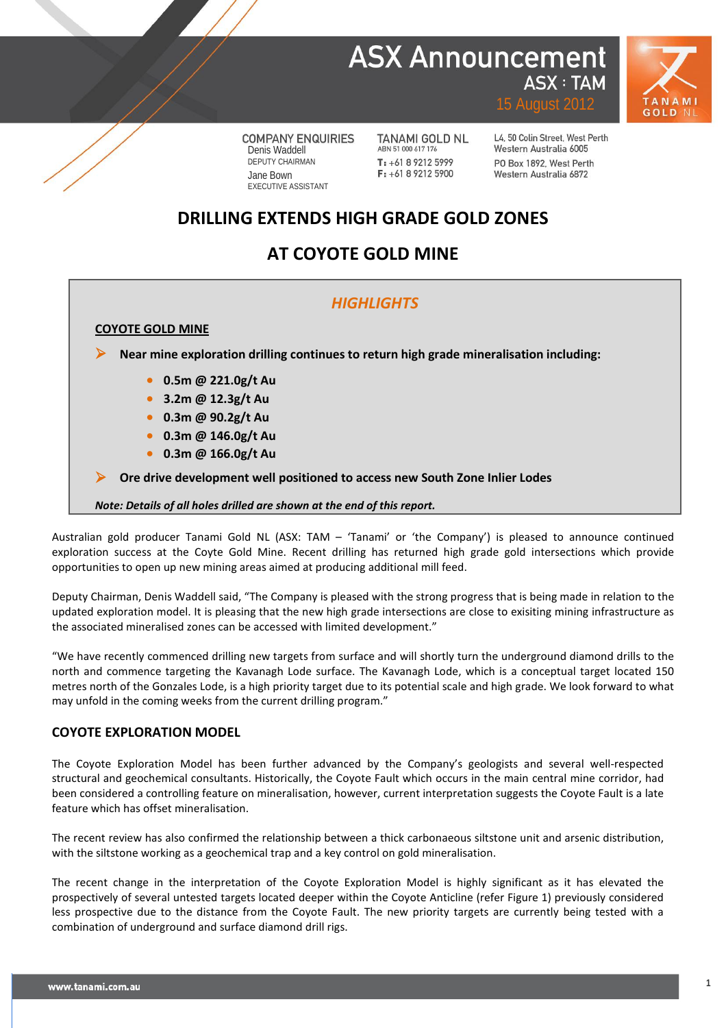# ASX Announcement

ASX : TAM

15 August 2012

COMPANY ENQUIRIES
Denis Waddell
DEPUTY CHAIRMAN
Jane Bown
EXECUTIVE ASSISTANT

TANAMI GOLD NL
ABN 51 000 617 176
T: +61 8 9212 5999
F: +61 8 9212 5900

L4, 50 Colin Street, West Perth
Western Australia 6005
PO Box 1892, West Perth
Western Australia 6872

## DRILLING EXTENDS HIGH GRADE GOLD ZONES AT COYOTE GOLD MINE

### *HIGHLIGHTS*

**COYOTE GOLD MINE**

- **Near mine exploration drilling continues to return high grade mineralisation including:**
  - **0.5m @ 221.0g/t Au**
  - **3.2m @ 12.3g/t Au**
  - **0.3m @ 90.2g/t Au**
  - **0.3m @ 146.0g/t Au**
  - **0.3m @ 166.0g/t Au**
- **Ore drive development well positioned to access new South Zone Inlier Lodes**

***Note: Details of all holes drilled are shown at the end of this report.***

Australian gold producer Tanami Gold NL (ASX: TAM – 'Tanami' or 'the Company') is pleased to announce continued exploration success at the Coyte Gold Mine. Recent drilling has returned high grade gold intersections which provide opportunities to open up new mining areas aimed at producing additional mill feed.

Deputy Chairman, Denis Waddell said, "The Company is pleased with the strong progress that is being made in relation to the updated exploration model. It is pleasing that the new high grade intersections are close to exisiting mining infrastructure as the associated mineralised zones can be accessed with limited development."

"We have recently commenced drilling new targets from surface and will shortly turn the underground diamond drills to the north and commence targeting the Kavanagh Lode surface. The Kavanagh Lode, which is a conceptual target located 150 metres north of the Gonzales Lode, is a high priority target due to its potential scale and high grade. We look forward to what may unfold in the coming weeks from the current drilling program."

### COYOTE EXPLORATION MODEL

The Coyote Exploration Model has been further advanced by the Company's geologists and several well-respected structural and geochemical consultants. Historically, the Coyote Fault which occurs in the main central mine corridor, had been considered a controlling feature on mineralisation, however, current interpretation suggests the Coyote Fault is a late feature which has offset mineralisation.

The recent review has also confirmed the relationship between a thick carbonaceous siltstone unit and arsenic distribution, with the siltstone working as a geochemical trap and a key control on gold mineralisation.

The recent change in the interpretation of the Coyote Exploration Model is highly significant as it has elevated the prospectively of several untested targets located deeper within the Coyote Anticline (refer Figure 1) previously considered less prospective due to the distance from the Coyote Fault. The new priority targets are currently being tested with a combination of underground and surface diamond drill rigs.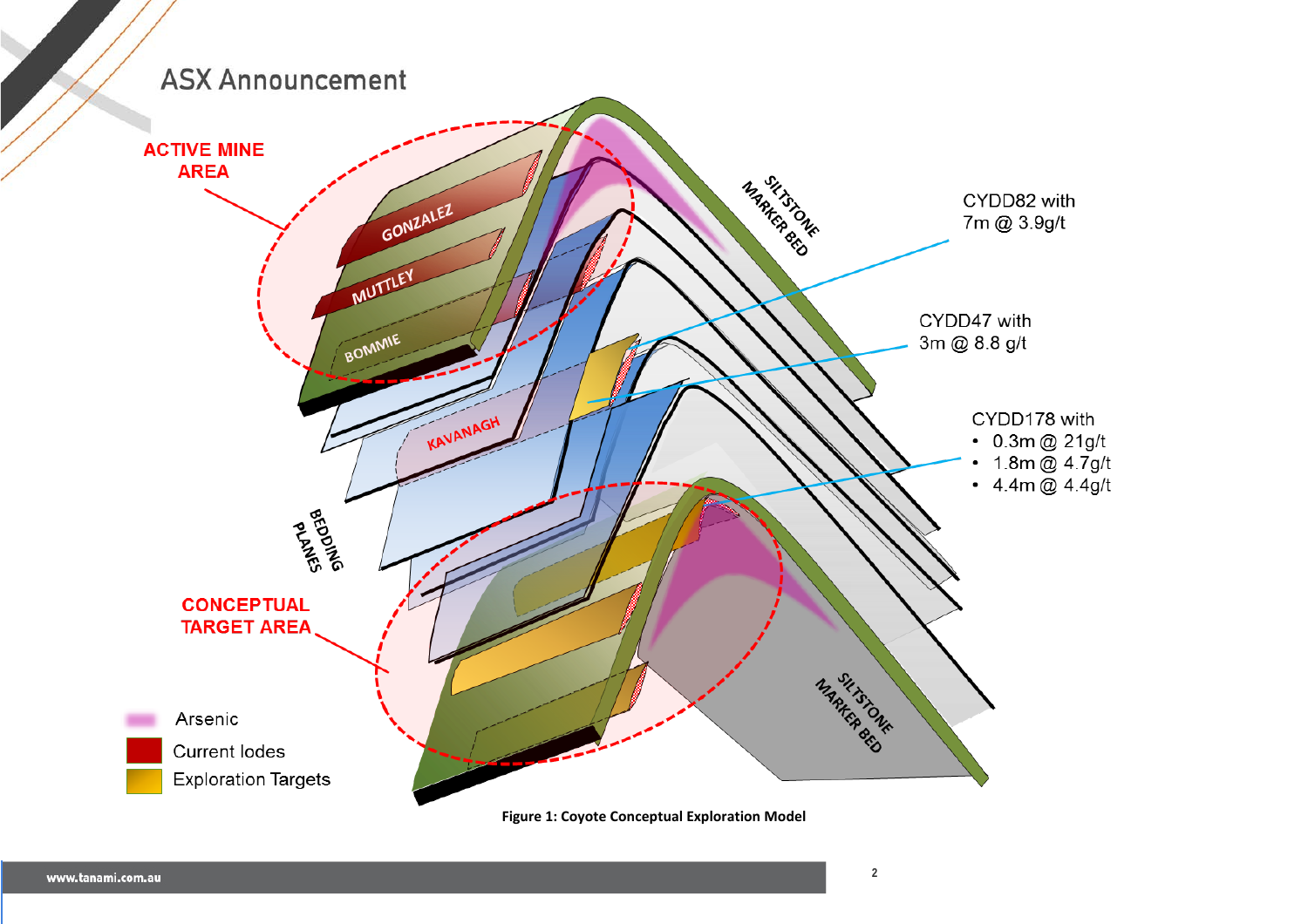ACTIVE MINE AREA

GONZALEZ

MUTTLEY

BOMMIE

KAVANAGH

SILTSTONE MARKER BED

CYDD82 with 7m @ 3.9g/t

CYDD47 with 3m @ 8.8 g/t

CYDD178 with
- 0.3m @ 21g/t
- 1.8m @ 4.7g/t
- 4.4m @ 4.4g/t

BEDDING PLANES

CONCEPTUAL TARGET AREA

SILTSTONE MARKER BED

Arsenic

Current lodes

Exploration Targets

**Figure 1: Coyote Conceptual Exploration Model**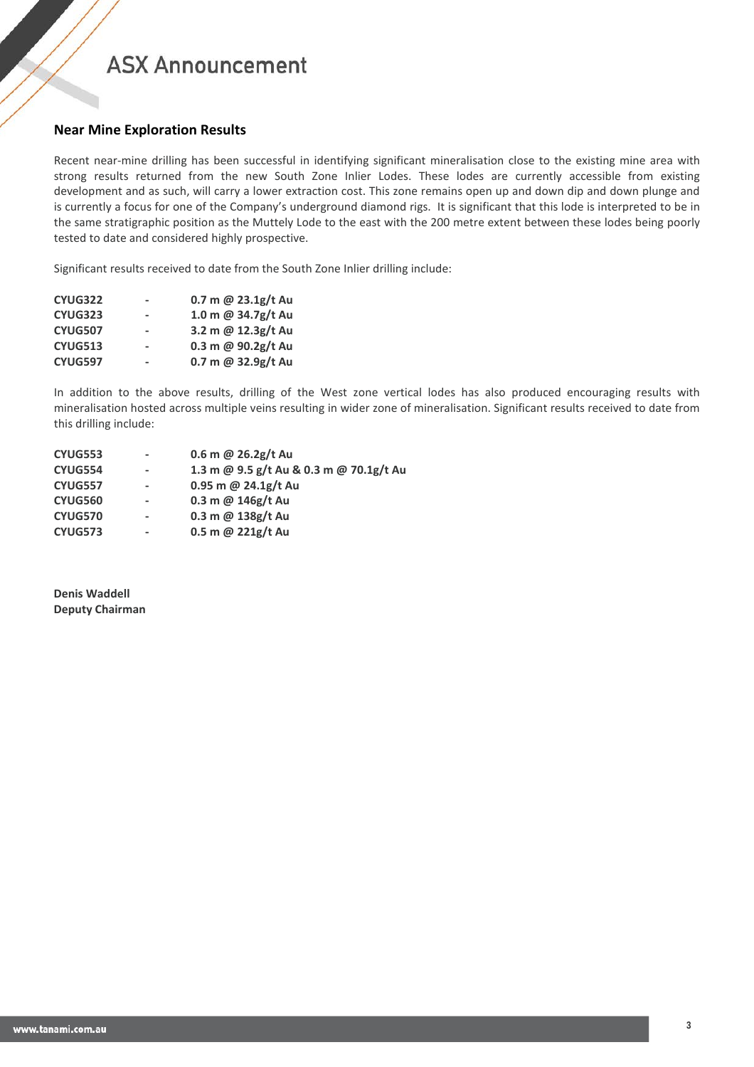## Near Mine Exploration Results

Recent near-mine drilling has been successful in identifying significant mineralisation close to the existing mine area with strong results returned from the new South Zone Inlier Lodes. These lodes are currently accessible from existing development and as such, will carry a lower extraction cost. This zone remains open up and down dip and down plunge and is currently a focus for one of the Company's underground diamond rigs. It is significant that this lode is interpreted to be in the same stratigraphic position as the Muttely Lode to the east with the 200 metre extent between these lodes being poorly tested to date and considered highly prospective.

Significant results received to date from the South Zone Inlier drilling include:

| | | |
|---|---|---|
| **CYUG322** | - | **0.7 m @ 23.1g/t Au** |
| **CYUG323** | - | **1.0 m @ 34.7g/t Au** |
| **CYUG507** | - | **3.2 m @ 12.3g/t Au** |
| **CYUG513** | - | **0.3 m @ 90.2g/t Au** |
| **CYUG597** | - | **0.7 m @ 32.9g/t Au** |

In addition to the above results, drilling of the West zone vertical lodes has also produced encouraging results with mineralisation hosted across multiple veins resulting in wider zone of mineralisation. Significant results received to date from this drilling include:

| | | |
|---|---|---|
| **CYUG553** | - | **0.6 m @ 26.2g/t Au** |
| **CYUG554** | - | **1.3 m @ 9.5 g/t Au & 0.3 m @ 70.1g/t Au** |
| **CYUG557** | - | **0.95 m @ 24.1g/t Au** |
| **CYUG560** | - | **0.3 m @ 146g/t Au** |
| **CYUG570** | - | **0.3 m @ 138g/t Au** |
| **CYUG573** | - | **0.5 m @ 221g/t Au** |

**Denis Waddell**
**Deputy Chairman**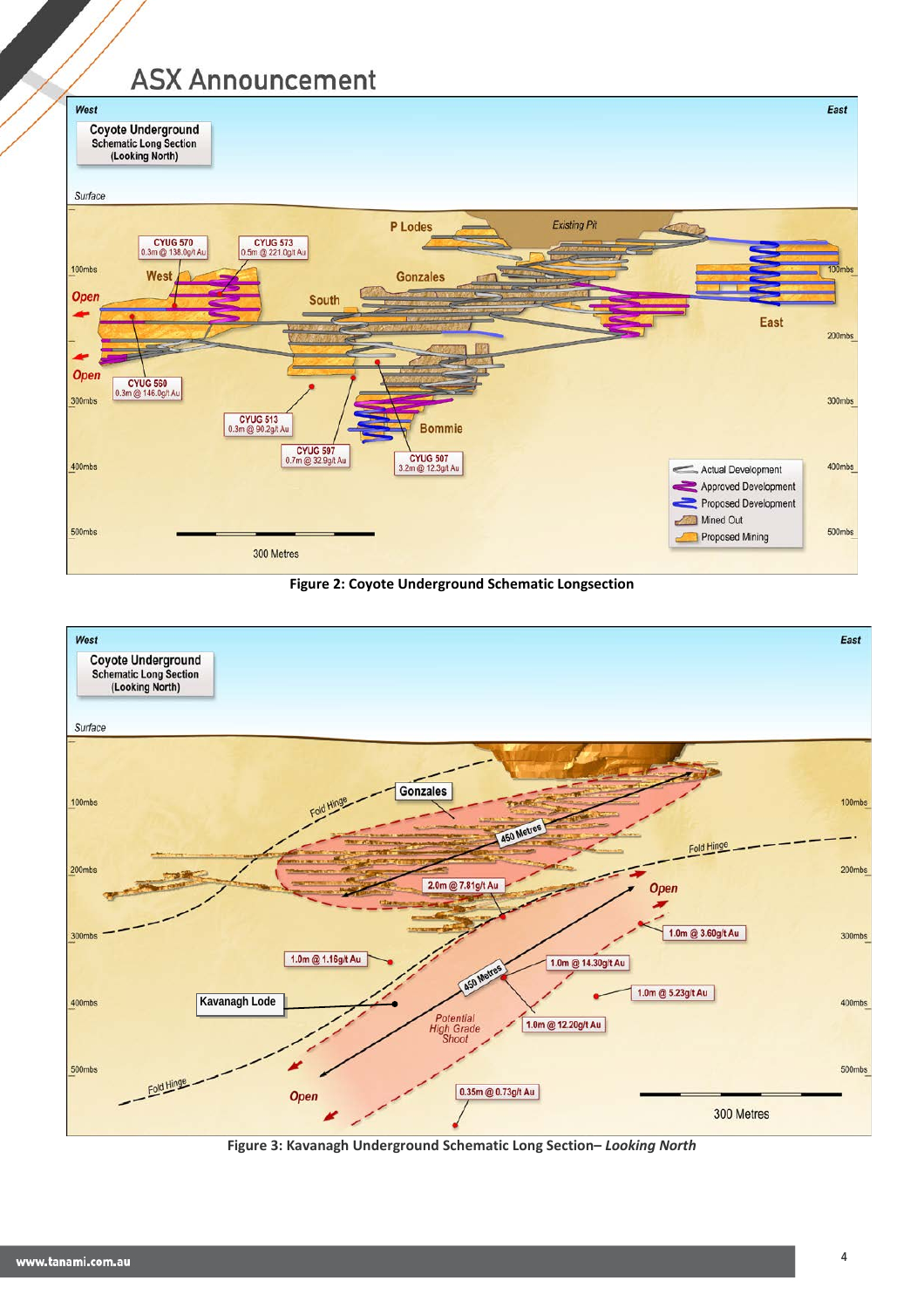Figure 2: Coyote Underground Schematic Longsection

Figure 3: Kavanagh Underground Schematic Long Section– *Looking North*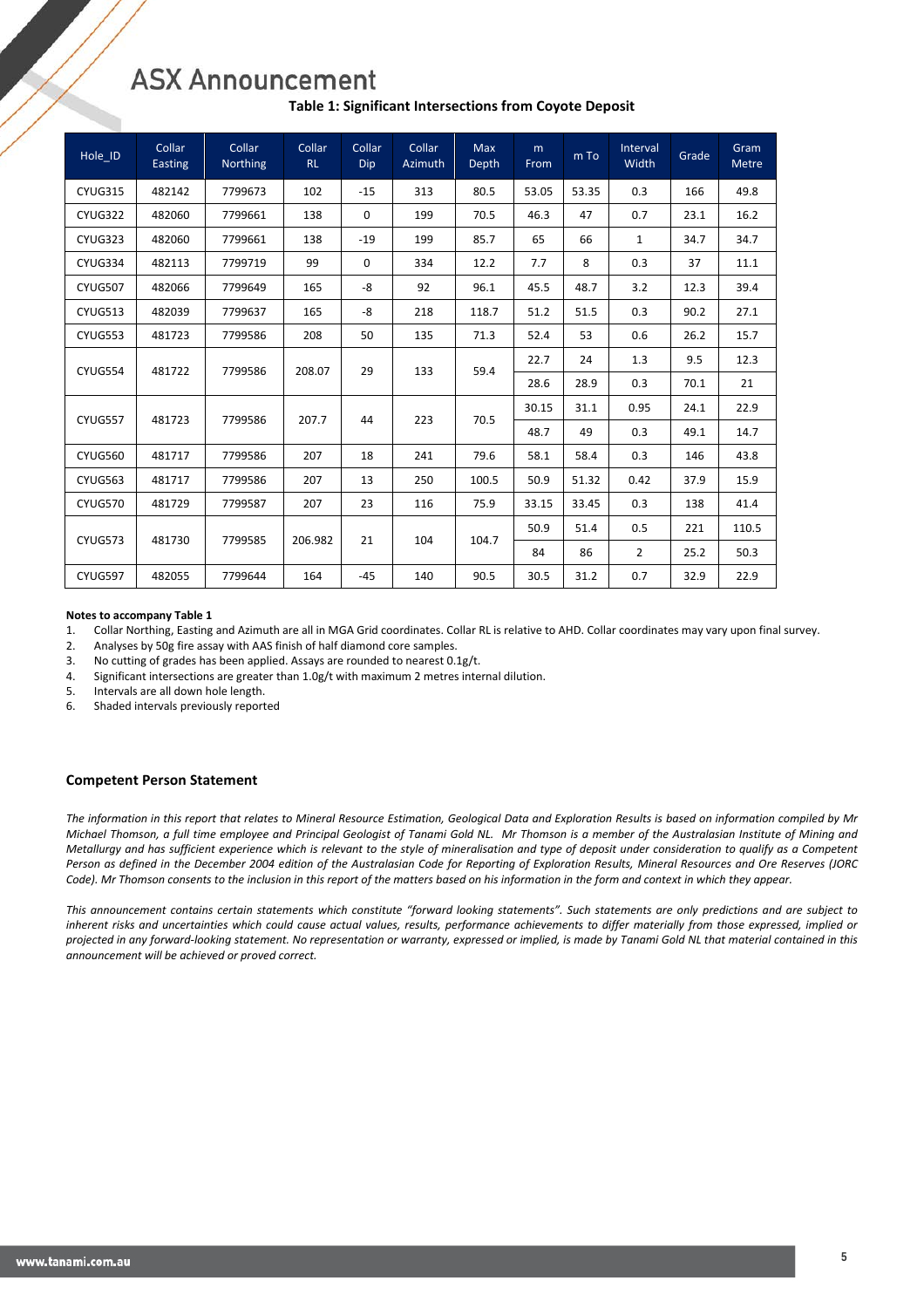# ASX Announcement

**Table 1: Significant Intersections from Coyote Deposit**

| Hole_ID | Collar Easting | Collar Northing | Collar RL | Collar Dip | Collar Azimuth | Max Depth | m From | m To | Interval Width | Grade | Gram Metre |
|---|---|---|---|---|---|---|---|---|---|---|---|
| CYUG315 | 482142 | 7799673 | 102 | -15 | 313 | 80.5 | 53.05 | 53.35 | 0.3 | 166 | 49.8 |
| CYUG322 | 482060 | 7799661 | 138 | 0 | 199 | 70.5 | 46.3 | 47 | 0.7 | 23.1 | 16.2 |
| CYUG323 | 482060 | 7799661 | 138 | -19 | 199 | 85.7 | 65 | 66 | 1 | 34.7 | 34.7 |
| CYUG334 | 482113 | 7799719 | 99 | 0 | 334 | 12.2 | 7.7 | 8 | 0.3 | 37 | 11.1 |
| CYUG507 | 482066 | 7799649 | 165 | -8 | 92 | 96.1 | 45.5 | 48.7 | 3.2 | 12.3 | 39.4 |
| CYUG513 | 482039 | 7799637 | 165 | -8 | 218 | 118.7 | 51.2 | 51.5 | 0.3 | 90.2 | 27.1 |
| CYUG553 | 481723 | 7799586 | 208 | 50 | 135 | 71.3 | 52.4 | 53 | 0.6 | 26.2 | 15.7 |
| CYUG554 | 481722 | 7799586 | 208.07 | 29 | 133 | 59.4 | 22.7 | 24 | 1.3 | 9.5 | 12.3 |
| | | | | | | | 28.6 | 28.9 | 0.3 | 70.1 | 21 |
| CYUG557 | 481723 | 7799586 | 207.7 | 44 | 223 | 70.5 | 30.15 | 31.1 | 0.95 | 24.1 | 22.9 |
| | | | | | | | 48.7 | 49 | 0.3 | 49.1 | 14.7 |
| CYUG560 | 481717 | 7799586 | 207 | 18 | 241 | 79.6 | 58.1 | 58.4 | 0.3 | 146 | 43.8 |
| CYUG563 | 481717 | 7799586 | 207 | 13 | 250 | 100.5 | 50.9 | 51.32 | 0.42 | 37.9 | 15.9 |
| CYUG570 | 481729 | 7799587 | 207 | 23 | 116 | 75.9 | 33.15 | 33.45 | 0.3 | 138 | 41.4 |
| CYUG573 | 481730 | 7799585 | 206.982 | 21 | 104 | 104.7 | 50.9 | 51.4 | 0.5 | 221 | 110.5 |
| | | | | | | | 84 | 86 | 2 | 25.2 | 50.3 |
| CYUG597 | 482055 | 7799644 | 164 | -45 | 140 | 90.5 | 30.5 | 31.2 | 0.7 | 32.9 | 22.9 |

**Notes to accompany Table 1**

1. Collar Northing, Easting and Azimuth are all in MGA Grid coordinates. Collar RL is relative to AHD. Collar coordinates may vary upon final survey.
2. Analyses by 50g fire assay with AAS finish of half diamond core samples.
3. No cutting of grades has been applied. Assays are rounded to nearest 0.1g/t.
4. Significant intersections are greater than 1.0g/t with maximum 2 metres internal dilution.
5. Intervals are all down hole length.
6. Shaded intervals previously reported

### Competent Person Statement

*The information in this report that relates to Mineral Resource Estimation, Geological Data and Exploration Results is based on information compiled by Mr Michael Thomson, a full time employee and Principal Geologist of Tanami Gold NL. Mr Thomson is a member of the Australasian Institute of Mining and Metallurgy and has sufficient experience which is relevant to the style of mineralisation and type of deposit under consideration to qualify as a Competent Person as defined in the December 2004 edition of the Australasian Code for Reporting of Exploration Results, Mineral Resources and Ore Reserves (JORC Code). Mr Thomson consents to the inclusion in this report of the matters based on his information in the form and context in which they appear.*

*This announcement contains certain statements which constitute "forward looking statements". Such statements are only predictions and are subject to inherent risks and uncertainties which could cause actual values, results, performance achievements to differ materially from those expressed, implied or projected in any forward-looking statement. No representation or warranty, expressed or implied, is made by Tanami Gold NL that material contained in this announcement will be achieved or proved correct.*